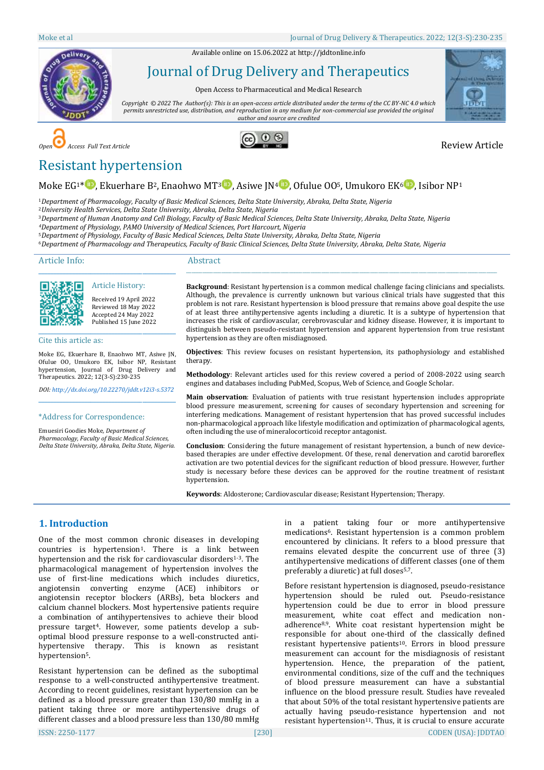Available online on 15.06.2022 at http://jddtonline.info

# Journal of Drug Delivery and Therapeutics

Open Access to Pharmaceutical and Medical Research

*Copyright © 2022 The Author(s): This is an open-access article distributed under the terms of the CC BY-NC 4.0 which permits unrestricted use, distribution, and reproduction in any medium for non-commercial use provided the original author and source are credited*

*Open Access Full Text Article*

Review Article

# Resistant hypertension

Moke EG[1]*, Ekuerhare B[2], Enaohwo MT[3], Asiwe JN[4], Ofulue OO[5], Umukoro EK[6], Isibor NP[1]

[1] *Department of Pharmacology, Faculty of Basic Medical Sciences, Delta State University, Abraka, Delta State, Nigeria*
[2] *University Health Services, Delta State University, Abraka, Delta State, Nigeria*
[3] *Department of Human Anatomy and Cell Biology, Faculty of Basic Medical Sciences, Delta State University, Abraka, Delta State, Nigeria*
[4] *Department of Physiology, PAMO University of Medical Sciences, Port Harcourt, Nigeria*
[5] *Department of Physiology, Faculty of Basic Medical Sciences, Delta State University, Abraka, Delta State, Nigeria*
[6] *Department of Pharmacology and Therapeutics, Faculty of Basic Clinical Sciences, Delta State University, Abraka, Delta State, Nigeria*

## Article Info:

### Article History:

Received 19 April 2022
Reviewed 18 May 2022
Accepted 24 May 2022
Published 15 June 2022

### Cite this article as:

Moke EG, Ekuerhare B, Enaohwo MT, Asiwe JN, Ofulue OO, Umukoro EK, Isibor NP, Resistant hypertension, Journal of Drug Delivery and Therapeutics. 2022; 12(3-S):230-235

*DOI: http://dx.doi.org/10.22270/jddt.v12i3-s.5372*

### *Address for Correspondence:

Emuesiri Goodies Moke, *Department of Pharmacology, Faculty of Basic Medical Sciences, Delta State University, Abraka, Delta State, Nigeria.*

## Abstract

**Background**: Resistant hypertension is a common medical challenge facing clinicians and specialists. Although, the prevalence is currently unknown but various clinical trials have suggested that this problem is not rare. Resistant hypertension is blood pressure that remains above goal despite the use of at least three antihypertensive agents including a diuretic. It is a subtype of hypertension that increases the risk of cardiovascular, cerebrovascular and kidney disease. However, it is important to distinguish between pseudo-resistant hypertension and apparent hypertension from true resistant hypertension as they are often misdiagnosed.

**Objectives**: This review focuses on resistant hypertension, its pathophysiology and established therapy.

**Methodology**: Relevant articles used for this review covered a period of 2008-2022 using search engines and databases including PubMed, Scopus, Web of Science, and Google Scholar.

**Main observation**: Evaluation of patients with true resistant hypertension includes appropriate blood pressure measurement, screening for causes of secondary hypertension and screening for interfering medications. Management of resistant hypertension that has proved successful includes non-pharmacological approach like lifestyle modification and optimization of pharmacological agents, often including the use of mineralocorticoid receptor antagonist.

**Conclusion**: Considering the future management of resistant hypertension, a bunch of new device-based therapies are under effective development. Of these, renal denervation and carotid baroreflex activation are two potential devices for the significant reduction of blood pressure. However, further study is necessary before these devices can be approved for the routine treatment of resistant hypertension.

**Keywords**: Aldosterone; Cardiovascular disease; Resistant Hypertension; Therapy.

## 1. Introduction

One of the most common chronic diseases in developing countries is hypertension[1]. There is a link between hypertension and the risk for cardiovascular disorders[1-3]. The pharmacological management of hypertension involves the use of first-line medications which includes diuretics, angiotensin converting enzyme (ACE) inhibitors or angiotensin receptor blockers (ARBs), beta blockers and calcium channel blockers. Most hypertensive patients require a combination of antihypertensives to achieve their blood pressure target[4]. However, some patients develop a sub-optimal blood pressure response to a well-constructed anti-hypertensive therapy. This is known as resistant hypertension[5].

Resistant hypertension can be defined as the suboptimal response to a well-constructed antihypertensive treatment. According to recent guidelines, resistant hypertension can be defined as a blood pressure greater than 130/80 mmHg in a patient taking three or more antihypertensive drugs of different classes and a blood pressure less than 130/80 mmHg in a patient taking four or more antihypertensive medications[6]. Resistant hypertension is a common problem encountered by clinicians. It refers to a blood pressure that remains elevated despite the concurrent use of three (3) antihypertensive medications of different classes (one of them preferably a diuretic) at full doses[5,7].

Before resistant hypertension is diagnosed, pseudo-resistance hypertension should be ruled out. Pseudo-resistance hypertension could be due to error in blood pressure measurement, white coat effect and medication non-adherence[8,9]. White coat resistant hypertension might be responsible for about one-third of the classically defined resistant hypertensive patients[10]. Errors in blood pressure measurement can account for the misdiagnosis of resistant hypertension. Hence, the preparation of the patient, environmental conditions, size of the cuff and the techniques of blood pressure measurement can have a substantial influence on the blood pressure result. Studies have revealed that about 50% of the total resistant hypertensive patients are actually having pseudo-resistance hypertension and not resistant hypertension[11]. Thus, it is crucial to ensure accurate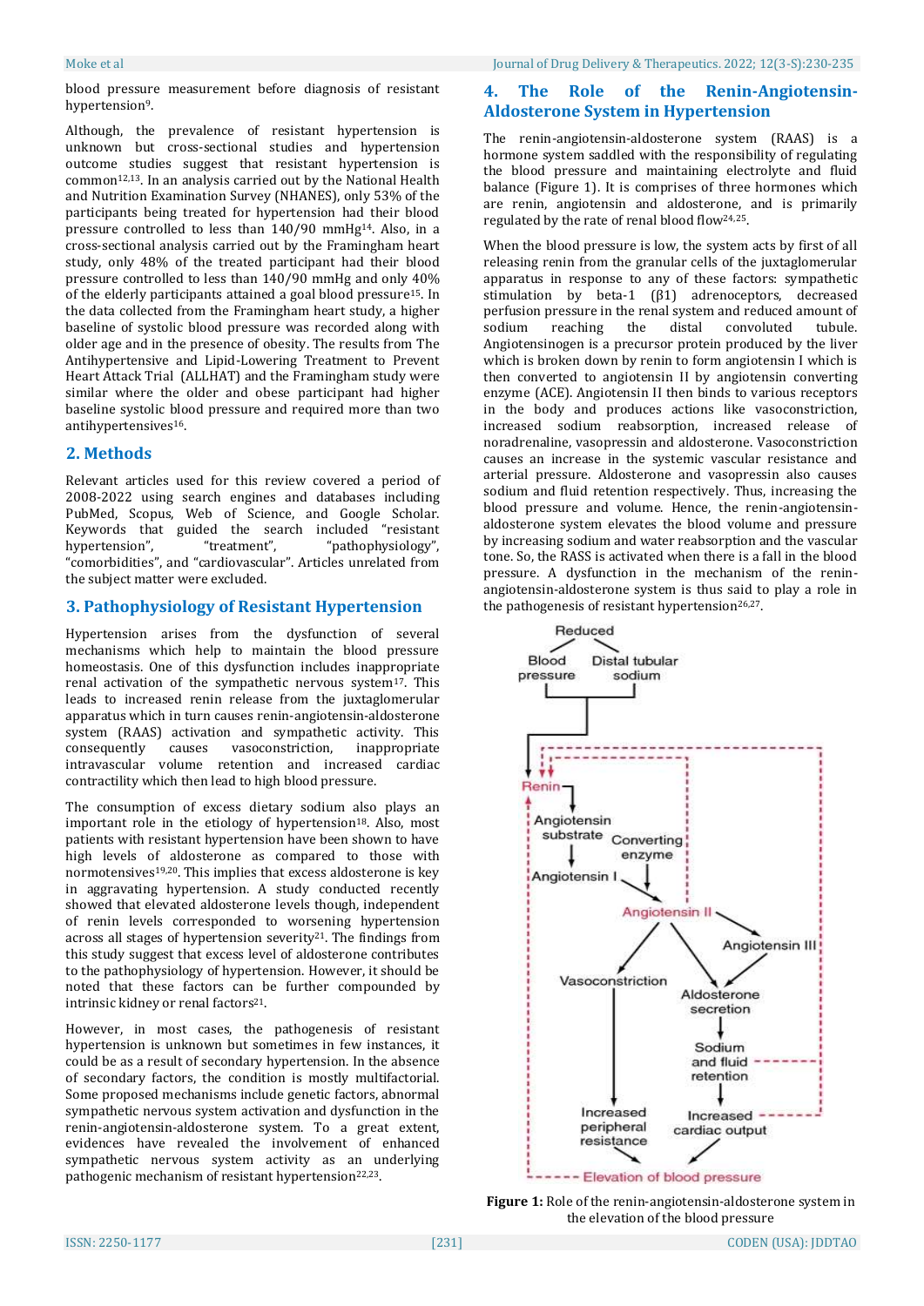blood pressure measurement before diagnosis of resistant hypertension[9].

Although, the prevalence of resistant hypertension is unknown but cross-sectional studies and hypertension outcome studies suggest that resistant hypertension is common[12,13]. In an analysis carried out by the National Health and Nutrition Examination Survey (NHANES), only 53% of the participants being treated for hypertension had their blood pressure controlled to less than 140/90 mmHg[14]. Also, in a cross-sectional analysis carried out by the Framingham heart study, only 48% of the treated participant had their blood pressure controlled to less than 140/90 mmHg and only 40% of the elderly participants attained a goal blood pressure[15]. In the data collected from the Framingham heart study, a higher baseline of systolic blood pressure was recorded along with older age and in the presence of obesity. The results from The Antihypertensive and Lipid-Lowering Treatment to Prevent Heart Attack Trial (ALLHAT) and the Framingham study were similar where the older and obese participant had higher baseline systolic blood pressure and required more than two antihypertensives[16].

## 2. Methods

Relevant articles used for this review covered a period of 2008-2022 using search engines and databases including PubMed, Scopus, Web of Science, and Google Scholar. Keywords that guided the search included "resistant hypertension", "treatment", "pathophysiology", "comorbidities", and "cardiovascular". Articles unrelated from the subject matter were excluded.

## 3. Pathophysiology of Resistant Hypertension

Hypertension arises from the dysfunction of several mechanisms which help to maintain the blood pressure homeostasis. One of this dysfunction includes inappropriate renal activation of the sympathetic nervous system[17]. This leads to increased renin release from the juxtaglomerular apparatus which in turn causes renin-angiotensin-aldosterone system (RAAS) activation and sympathetic activity. This consequently causes vasoconstriction, inappropriate intravascular volume retention and increased cardiac contractility which then lead to high blood pressure.

The consumption of excess dietary sodium also plays an important role in the etiology of hypertension[18]. Also, most patients with resistant hypertension have been shown to have high levels of aldosterone as compared to those with normotensives[19,20]. This implies that excess aldosterone is key in aggravating hypertension. A study conducted recently showed that elevated aldosterone levels though, independent of renin levels corresponded to worsening hypertension across all stages of hypertension severity[21]. The findings from this study suggest that excess level of aldosterone contributes to the pathophysiology of hypertension. However, it should be noted that these factors can be further compounded by intrinsic kidney or renal factors[21].

However, in most cases, the pathogenesis of resistant hypertension is unknown but sometimes in few instances, it could be as a result of secondary hypertension. In the absence of secondary factors, the condition is mostly multifactorial. Some proposed mechanisms include genetic factors, abnormal sympathetic nervous system activation and dysfunction in the renin-angiotensin-aldosterone system. To a great extent, evidences have revealed the involvement of enhanced sympathetic nervous system activity as an underlying pathogenic mechanism of resistant hypertension[22,23].

## 4. The Role of the Renin-Angiotensin-Aldosterone System in Hypertension

The renin-angiotensin-aldosterone system (RAAS) is a hormone system saddled with the responsibility of regulating the blood pressure and maintaining electrolyte and fluid balance (Figure 1). It is comprises of three hormones which are renin, angiotensin and aldosterone, and is primarily regulated by the rate of renal blood flow[24,25].

When the blood pressure is low, the system acts by first of all releasing renin from the granular cells of the juxtaglomerular apparatus in response to any of these factors: sympathetic stimulation by beta-1 (β1) adrenoceptors, decreased perfusion pressure in the renal system and reduced amount of sodium reaching the distal convoluted tubule. Angiotensinogen is a precursor protein produced by the liver which is broken down by renin to form angiotensin I which is then converted to angiotensin II by angiotensin converting enzyme (ACE). Angiotensin II then binds to various receptors in the body and produces actions like vasoconstriction, increased sodium reabsorption, increased release of noradrenaline, vasopressin and aldosterone. Vasoconstriction causes an increase in the systemic vascular resistance and arterial pressure. Aldosterone and vasopressin also causes sodium and fluid retention respectively. Thus, increasing the blood pressure and volume. Hence, the renin-angiotensin-aldosterone system elevates the blood volume and pressure by increasing sodium and water reabsorption and the vascular tone. So, the RASS is activated when there is a fall in the blood pressure. A dysfunction in the mechanism of the renin-angiotensin-aldosterone system is thus said to play a role in the pathogenesis of resistant hypertension[26,27].

**Figure 1:** Role of the renin-angiotensin-aldosterone system in the elevation of the blood pressure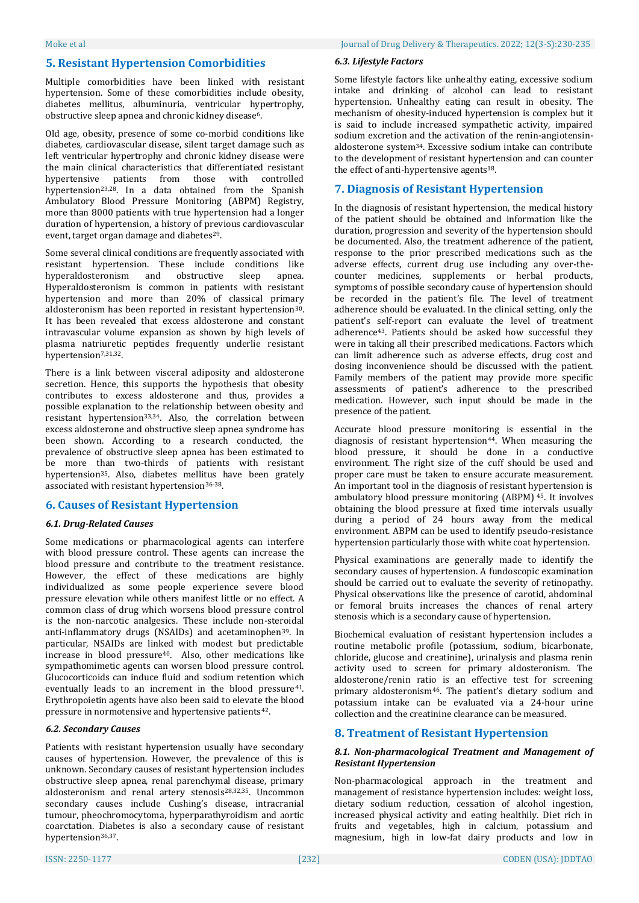## 5. Resistant Hypertension Comorbidities

Multiple comorbidities have been linked with resistant hypertension. Some of these comorbidities include obesity, diabetes mellitus, albuminuria, ventricular hypertrophy, obstructive sleep apnea and chronic kidney disease[6].

Old age, obesity, presence of some co-morbid conditions like diabetes, cardiovascular disease, silent target damage such as left ventricular hypertrophy and chronic kidney disease were the main clinical characteristics that differentiated resistant hypertensive patients from those with controlled hypertension[23,28]. In a data obtained from the Spanish Ambulatory Blood Pressure Monitoring (ABPM) Registry, more than 8000 patients with true hypertension had a longer duration of hypertension, a history of previous cardiovascular event, target organ damage and diabetes[29].

Some several clinical conditions are frequently associated with resistant hypertension. These include conditions like hyperaldosteronism and obstructive sleep apnea. Hyperaldosteronism is common in patients with resistant hypertension and more than 20% of classical primary aldosteronism has been reported in resistant hypertension[30]. It has been revealed that excess aldosterone and constant intravascular volume expansion as shown by high levels of plasma natriuretic peptides frequently underlie resistant hypertension[7,31,32].

There is a link between visceral adiposity and aldosterone secretion. Hence, this supports the hypothesis that obesity contributes to excess aldosterone and thus, provides a possible explanation to the relationship between obesity and resistant hypertension[33,34]. Also, the correlation between excess aldosterone and obstructive sleep apnea syndrome has been shown. According to a research conducted, the prevalence of obstructive sleep apnea has been estimated to be more than two-thirds of patients with resistant hypertension[35]. Also, diabetes mellitus have been grately associated with resistant hypertension[36-38].

## 6. Causes of Resistant Hypertension

### *6.1. Drug-Related Causes*

Some medications or pharmacological agents can interfere with blood pressure control. These agents can increase the blood pressure and contribute to the treatment resistance. However, the effect of these medications are highly individualized as some people experience severe blood pressure elevation while others manifest little or no effect. A common class of drug which worsens blood pressure control is the non-narcotic analgesics. These include non-steroidal anti-inflammatory drugs (NSAIDs) and acetaminophen[39]. In particular, NSAIDs are linked with modest but predictable increase in blood pressure[40]. Also, other medications like sympathomimetic agents can worsen blood pressure control. Glucocorticoids can induce fluid and sodium retention which eventually leads to an increment in the blood pressure[41]. Erythropoietin agents have also been said to elevate the blood pressure in normotensive and hypertensive patients[42].

### *6.2. Secondary Causes*

Patients with resistant hypertension usually have secondary causes of hypertension. However, the prevalence of this is unknown. Secondary causes of resistant hypertension includes obstructive sleep apnea, renal parenchymal disease, primary aldosteronism and renal artery stenosis[28,32,35]. Uncommon secondary causes include Cushing's disease, intracranial tumour, pheochromocytoma, hyperparathyroidism and aortic coarctation. Diabetes is also a secondary cause of resistant hypertension[36,37].

### *6.3. Lifestyle Factors*

Some lifestyle factors like unhealthy eating, excessive sodium intake and drinking of alcohol can lead to resistant hypertension. Unhealthy eating can result in obesity. The mechanism of obesity-induced hypertension is complex but it is said to include increased sympathetic activity, impaired sodium excretion and the activation of the renin-angiotensin-aldosterone system[34]. Excessive sodium intake can contribute to the development of resistant hypertension and can counter the effect of anti-hypertensive agents[18].

## 7. Diagnosis of Resistant Hypertension

In the diagnosis of resistant hypertension, the medical history of the patient should be obtained and information like the duration, progression and severity of the hypertension should be documented. Also, the treatment adherence of the patient, response to the prior prescribed medications such as the adverse effects, current drug use including any over-the-counter medicines, supplements or herbal products, symptoms of possible secondary cause of hypertension should be recorded in the patient's file. The level of treatment adherence should be evaluated. In the clinical setting, only the patient's self-report can evaluate the level of treatment adherence[43]. Patients should be asked how successful they were in taking all their prescribed medications. Factors which can limit adherence such as adverse effects, drug cost and dosing inconvenience should be discussed with the patient. Family members of the patient may provide more specific assessments of patient's adherence to the prescribed medication. However, such input should be made in the presence of the patient.

Accurate blood pressure monitoring is essential in the diagnosis of resistant hypertension[44]. When measuring the blood pressure, it should be done in a conductive environment. The right size of the cuff should be used and proper care must be taken to ensure accurate measurement. An important tool in the diagnosis of resistant hypertension is ambulatory blood pressure monitoring (ABPM) [45]. It involves obtaining the blood pressure at fixed time intervals usually during a period of 24 hours away from the medical environment. ABPM can be used to identify pseudo-resistance hypertension particularly those with white coat hypertension.

Physical examinations are generally made to identify the secondary causes of hypertension. A fundoscopic examination should be carried out to evaluate the severity of retinopathy. Physical observations like the presence of carotid, abdominal or femoral bruits increases the chances of renal artery stenosis which is a secondary cause of hypertension.

Biochemical evaluation of resistant hypertension includes a routine metabolic profile (potassium, sodium, bicarbonate, chloride, glucose and creatinine), urinalysis and plasma renin activity used to screen for primary aldosteronism. The aldosterone/renin ratio is an effective test for screening primary aldosteronism[46]. The patient's dietary sodium and potassium intake can be evaluated via a 24-hour urine collection and the creatinine clearance can be measured.

## 8. Treatment of Resistant Hypertension

### *8.1. Non-pharmacological Treatment and Management of Resistant Hypertension*

Non-pharmacological approach in the treatment and management of resistance hypertension includes: weight loss, dietary sodium reduction, cessation of alcohol ingestion, increased physical activity and eating healthily. Diet rich in fruits and vegetables, high in calcium, potassium and magnesium, high in low-fat dairy products and low in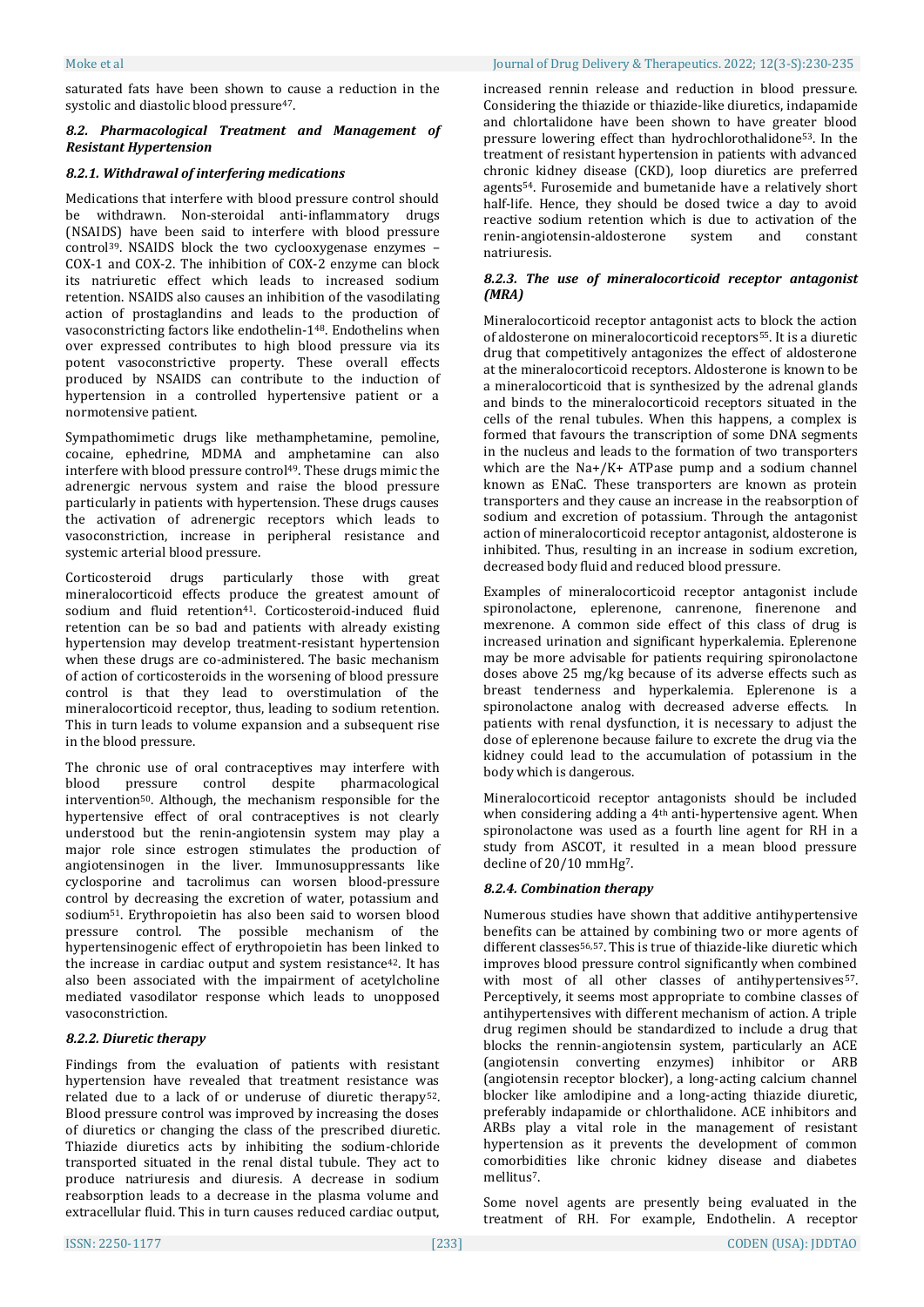saturated fats have been shown to cause a reduction in the systolic and diastolic blood pressure[47].

### *8.2. Pharmacological Treatment and Management of Resistant Hypertension*

#### *8.2.1. Withdrawal of interfering medications*

Medications that interfere with blood pressure control should be withdrawn. Non-steroidal anti-inflammatory drugs (NSAIDS) have been said to interfere with blood pressure control[39]. NSAIDS block the two cyclooxygenase enzymes – COX-1 and COX-2. The inhibition of COX-2 enzyme can block its natriuretic effect which leads to increased sodium retention. NSAIDS also causes an inhibition of the vasodilating action of prostaglandins and leads to the production of vasoconstricting factors like endothelin-1[48]. Endothelins when over expressed contributes to high blood pressure via its potent vasoconstrictive property. These overall effects produced by NSAIDS can contribute to the induction of hypertension in a controlled hypertensive patient or a normotensive patient.

Sympathomimetic drugs like methamphetamine, pemoline, cocaine, ephedrine, MDMA and amphetamine can also interfere with blood pressure control[49]. These drugs mimic the adrenergic nervous system and raise the blood pressure particularly in patients with hypertension. These drugs causes the activation of adrenergic receptors which leads to vasoconstriction, increase in peripheral resistance and systemic arterial blood pressure.

Corticosteroid drugs particularly those with great mineralocorticoid effects produce the greatest amount of sodium and fluid retention[41]. Corticosteroid-induced fluid retention can be so bad and patients with already existing hypertension may develop treatment-resistant hypertension when these drugs are co-administered. The basic mechanism of action of corticosteroids in the worsening of blood pressure control is that they lead to overstimulation of the mineralocorticoid receptor, thus, leading to sodium retention. This in turn leads to volume expansion and a subsequent rise in the blood pressure.

The chronic use of oral contraceptives may interfere with blood pressure control despite pharmacological intervention[50]. Although, the mechanism responsible for the hypertensive effect of oral contraceptives is not clearly understood but the renin-angiotensin system may play a major role since estrogen stimulates the production of angiotensinogen in the liver. Immunosuppressants like cyclosporine and tacrolimus can worsen blood-pressure control by decreasing the excretion of water, potassium and sodium[51]. Erythropoietin has also been said to worsen blood pressure control. The possible mechanism of the hypertensinogenic effect of erythropoietin has been linked to the increase in cardiac output and system resistance[42]. It has also been associated with the impairment of acetylcholine mediated vasodilator response which leads to unopposed vasoconstriction.

#### *8.2.2. Diuretic therapy*

Findings from the evaluation of patients with resistant hypertension have revealed that treatment resistance was related due to a lack of or underuse of diuretic therapy[52]. Blood pressure control was improved by increasing the doses of diuretics or changing the class of the prescribed diuretic. Thiazide diuretics acts by inhibiting the sodium-chloride transported situated in the renal distal tubule. They act to produce natriuresis and diuresis. A decrease in sodium reabsorption leads to a decrease in the plasma volume and extracellular fluid. This in turn causes reduced cardiac output, increased rennin release and reduction in blood pressure. Considering the thiazide or thiazide-like diuretics, indapamide and chlortalidone have been shown to have greater blood pressure lowering effect than hydrochlorothalidone[53]. In the treatment of resistant hypertension in patients with advanced chronic kidney disease (CKD), loop diuretics are preferred agents[54]. Furosemide and bumetanide have a relatively short half-life. Hence, they should be dosed twice a day to avoid reactive sodium retention which is due to activation of the renin-angiotensin-aldosterone system and constant natriuresis.

#### *8.2.3. The use of mineralocorticoid receptor antagonist (MRA)*

Mineralocorticoid receptor antagonist acts to block the action of aldosterone on mineralocorticoid receptors[55]. It is a diuretic drug that competitively antagonizes the effect of aldosterone at the mineralocorticoid receptors. Aldosterone is known to be a mineralocorticoid that is synthesized by the adrenal glands and binds to the mineralocorticoid receptors situated in the cells of the renal tubules. When this happens, a complex is formed that favours the transcription of some DNA segments in the nucleus and leads to the formation of two transporters which are the $Na^+/K^+$ ATPase pump and a sodium channel known as ENaC. These transporters are known as protein transporters and they cause an increase in the reabsorption of sodium and excretion of potassium. Through the antagonist action of mineralocorticoid receptor antagonist, aldosterone is inhibited. Thus, resulting in an increase in sodium excretion, decreased body fluid and reduced blood pressure.

Examples of mineralocorticoid receptor antagonist include spironolactone, eplerenone, canrenone, finerenone and mexrenone. A common side effect of this class of drug is increased urination and significant hyperkalemia. Eplerenone may be more advisable for patients requiring spironolactone doses above 25 mg/kg because of its adverse effects such as breast tenderness and hyperkalemia. Eplerenone is a spironolactone analog with decreased adverse effects. In patients with renal dysfunction, it is necessary to adjust the dose of eplerenone because failure to excrete the drug via the kidney could lead to the accumulation of potassium in the body which is dangerous.

Mineralocorticoid receptor antagonists should be included when considering adding a 4th anti-hypertensive agent. When spironolactone was used as a fourth line agent for RH in a study from ASCOT, it resulted in a mean blood pressure decline of 20/10 mmHg[7].

#### *8.2.4. Combination therapy*

Numerous studies have shown that additive antihypertensive benefits can be attained by combining two or more agents of different classes[56,57]. This is true of thiazide-like diuretic which improves blood pressure control significantly when combined with most of all other classes of antihypertensives[57]. Perceptively, it seems most appropriate to combine classes of antihypertensives with different mechanism of action. A triple drug regimen should be standardized to include a drug that blocks the rennin-angiotensin system, particularly an ACE (angiotensin converting enzymes) inhibitor or ARB (angiotensin receptor blocker), a long-acting calcium channel blocker like amlodipine and a long-acting thiazide diuretic, preferably indapamide or chlorthalidone. ACE inhibitors and ARBs play a vital role in the management of resistant hypertension as it prevents the development of common comorbidities like chronic kidney disease and diabetes mellitus[7].

Some novel agents are presently being evaluated in the treatment of RH. For example, Endothelin. A receptor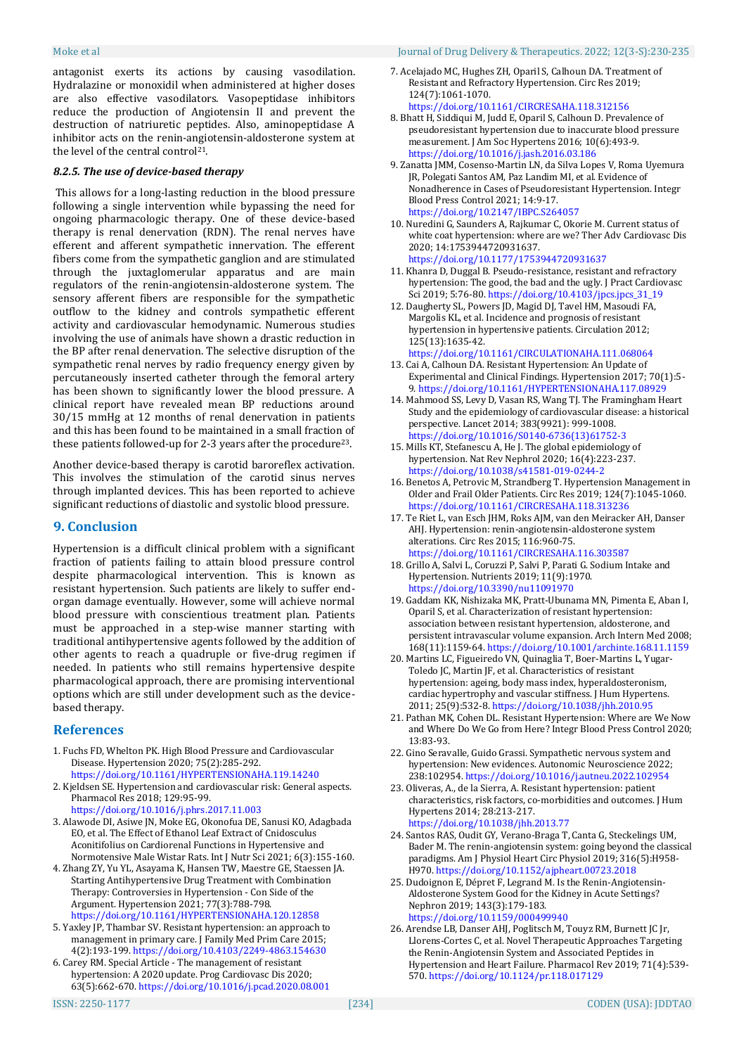antagonist exerts its actions by causing vasodilation. Hydralazine or monoxidil when administered at higher doses are also effective vasodilators. Vasopeptidase inhibitors reduce the production of Angiotensin II and prevent the destruction of natriuretic peptides. Also, aminopeptidase A inhibitor acts on the renin-angiotensin-aldosterone system at the level of the central control[21].

#### *8.2.5. The use of device-based therapy*

This allows for a long-lasting reduction in the blood pressure following a single intervention while bypassing the need for ongoing pharmacologic therapy. One of these device-based therapy is renal denervation (RDN). The renal nerves have efferent and afferent sympathetic innervation. The efferent fibers come from the sympathetic ganglion and are stimulated through the juxtaglomerular apparatus and are main regulators of the renin-angiotensin-aldosterone system. The sensory afferent fibers are responsible for the sympathetic outflow to the kidney and controls sympathetic efferent activity and cardiovascular hemodynamic. Numerous studies involving the use of animals have shown a drastic reduction in the BP after renal denervation. The selective disruption of the sympathetic renal nerves by radio frequency energy given by percutaneously inserted catheter through the femoral artery has been shown to significantly lower the blood pressure. A clinical report have revealed mean BP reductions around 30/15 mmHg at 12 months of renal denervation in patients and this has been found to be maintained in a small fraction of these patients followed-up for 2-3 years after the procedure[23].

Another device-based therapy is carotid baroreflex activation. This involves the stimulation of the carotid sinus nerves through implanted devices. This has been reported to achieve significant reductions of diastolic and systolic blood pressure.

## 9. Conclusion

Hypertension is a difficult clinical problem with a significant fraction of patients failing to attain blood pressure control despite pharmacological intervention. This is known as resistant hypertension. Such patients are likely to suffer end-organ damage eventually. However, some will achieve normal blood pressure with conscientious treatment plan. Patients must be approached in a step-wise manner starting with traditional antihypertensive agents followed by the addition of other agents to reach a quadruple or five-drug regimen if needed. In patients who still remains hypertensive despite pharmacological approach, there are promising interventional options which are still under development such as the device-based therapy.

## References

1. Fuchs FD, Whelton PK. High Blood Pressure and Cardiovascular Disease. Hypertension 2020; 75(2):285-292. https://doi.org/10.1161/HYPERTENSIONAHA.119.14240
2. Kjeldsen SE. Hypertension and cardiovascular risk: General aspects. Pharmacol Res 2018; 129:95-99. https://doi.org/10.1016/j.phrs.2017.11.003
3. Alawode DI, Asiwe JN, Moke EG, Okonofua DE, Sanusi KO, Adagbada EO, et al. The Effect of Ethanol Leaf Extract of Cnidosculus Aconitifolius on Cardiorenal Functions in Hypertensive and Normotensive Male Wistar Rats. Int J Nutr Sci 2021; 6(3):155-160.
4. Zhang ZY, Yu YL, Asayama K, Hansen TW, Maestre GE, Staessen JA. Starting Antihypertensive Drug Treatment with Combination Therapy: Controversies in Hypertension - Con Side of the Argument. Hypertension 2021; 77(3):788-798. https://doi.org/10.1161/HYPERTENSIONAHA.120.12858
5. Yaxley JP, Thambar SV. Resistant hypertension: an approach to management in primary care. J Family Med Prim Care 2015; 4(2):193-199. https://doi.org/10.4103/2249-4863.154630
6. Carey RM. Special Article - The management of resistant hypertension: A 2020 update. Prog Cardiovasc Dis 2020; 63(5):662-670. https://doi.org/10.1016/j.pcad.2020.08.001
7. Acelajado MC, Hughes ZH, Oparil S, Calhoun DA. Treatment of Resistant and Refractory Hypertension. Circ Res 2019; 124(7):1061-1070. https://doi.org/10.1161/CIRCRESAHA.118.312156
8. Bhatt H, Siddiqui M, Judd E, Oparil S, Calhoun D. Prevalence of pseudoresistant hypertension due to inaccurate blood pressure measurement. J Am Soc Hypertens 2016; 10(6):493-9. https://doi.org/10.1016/j.jash.2016.03.186
9. Zanatta JMM, Cosenso-Martin LN, da Silva Lopes V, Roma Uyemura JR, Polegati Santos AM, Paz Landim MI, et al. Evidence of Nonadherence in Cases of Pseudoresistant Hypertension. Integr Blood Press Control 2021; 14:9-17. https://doi.org/10.2147/IBPC.S264057
10. Nuredini G, Saunders A, Rajkumar C, Okorie M. Current status of white coat hypertension: where are we? Ther Adv Cardiovasc Dis 2020; 14:1753944720931637. https://doi.org/10.1177/1753944720931637
11. Khanra D, Duggal B. Pseudo-resistance, resistant and refractory hypertension: The good, the bad and the ugly. J Pract Cardiovasc Sci 2019; 5:76-80. https://doi.org/10.4103/jpcs.jpcs_31_19
12. Daugherty SL, Powers JD, Magid DJ, Tavel HM, Masoudi FA, Margolis KL, et al. Incidence and prognosis of resistant hypertension in hypertensive patients. Circulation 2012; 125(13):1635-42. https://doi.org/10.1161/CIRCULATIONAHA.111.068064
13. Cai A, Calhoun DA. Resistant Hypertension: An Update of Experimental and Clinical Findings. Hypertension 2017; 70(1):5-9. https://doi.org/10.1161/HYPERTENSIONAHA.117.08929
14. Mahmood SS, Levy D, Vasan RS, Wang TJ. The Framingham Heart Study and the epidemiology of cardiovascular disease: a historical perspective. Lancet 2014; 383(9921): 999-1008. https://doi.org/10.1016/S0140-6736(13)61752-3
15. Mills KT, Stefanescu A, He J. The global epidemiology of hypertension. Nat Rev Nephrol 2020; 16(4):223-237. https://doi.org/10.1038/s41581-019-0244-2
16. Benetos A, Petrovic M, Strandberg T. Hypertension Management in Older and Frail Older Patients. Circ Res 2019; 124(7):1045-1060. https://doi.org/10.1161/CIRCRESAHA.118.313236
17. Te Riet L, van Esch JHM, Roks AJM, van den Meiracker AH, Danser AHJ. Hypertension: renin-angiotensin-aldosterone system alterations. Circ Res 2015; 116:960-75. https://doi.org/10.1161/CIRCRESAHA.116.303587
18. Grillo A, Salvi L, Coruzzi P, Salvi P, Parati G. Sodium Intake and Hypertension. Nutrients 2019; 11(9):1970. https://doi.org/10.3390/nu11091970
19. Gaddam KK, Nishizaka MK, Pratt-Ubunama MN, Pimenta E, Aban I, Oparil S, et al. Characterization of resistant hypertension: association between resistant hypertension, aldosterone, and persistent intravascular volume expansion. Arch Intern Med 2008; 168(11):1159-64. https://doi.org/10.1001/archinte.168.11.1159
20. Martins LC, Figueiredo VN, Quinaglia T, Boer-Martins L, Yugar-Toledo JC, Martin JF, et al. Characteristics of resistant hypertension: ageing, body mass index, hyperaldosteronism, cardiac hypertrophy and vascular stiffness. J Hum Hypertens. 2011; 25(9):532-8. https://doi.org/10.1038/jhh.2010.95
21. Pathan MK, Cohen DL. Resistant Hypertension: Where are We Now and Where Do We Go from Here? Integr Blood Press Control 2020; 13:83-93.
22. Gino Seravalle, Guido Grassi. Sympathetic nervous system and hypertension: New evidences. Autonomic Neuroscience 2022; 238:102954. https://doi.org/10.1016/j.autneu.2022.102954
23. Oliveras, A., de la Sierra, A. Resistant hypertension: patient characteristics, risk factors, co-morbidities and outcomes. J Hum Hypertens 2014; 28:213-217. https://doi.org/10.1038/jhh.2013.77
24. Santos RAS, Oudit GY, Verano-Braga T, Canta G, Steckelings UM, Bader M. The renin-angiotensin system: going beyond the classical paradigms. Am J Physiol Heart Circ Physiol 2019; 316(5):H958-H970. https://doi.org/10.1152/ajpheart.00723.2018
25. Dudoignon E, Dépret F, Legrand M. Is the Renin-Angiotensin-Aldosterone System Good for the Kidney in Acute Settings? Nephron 2019; 143(3):179-183. https://doi.org/10.1159/000499940
26. Arendse LB, Danser AHJ, Poglitsch M, Touyz RM, Burnett JC Jr, Llorens-Cortes C, et al. Novel Therapeutic Approaches Targeting the Renin-Angiotensin System and Associated Peptides in Hypertension and Heart Failure. Pharmacol Rev 2019; 71(4):539-570. https://doi.org/10.1124/pr.118.017129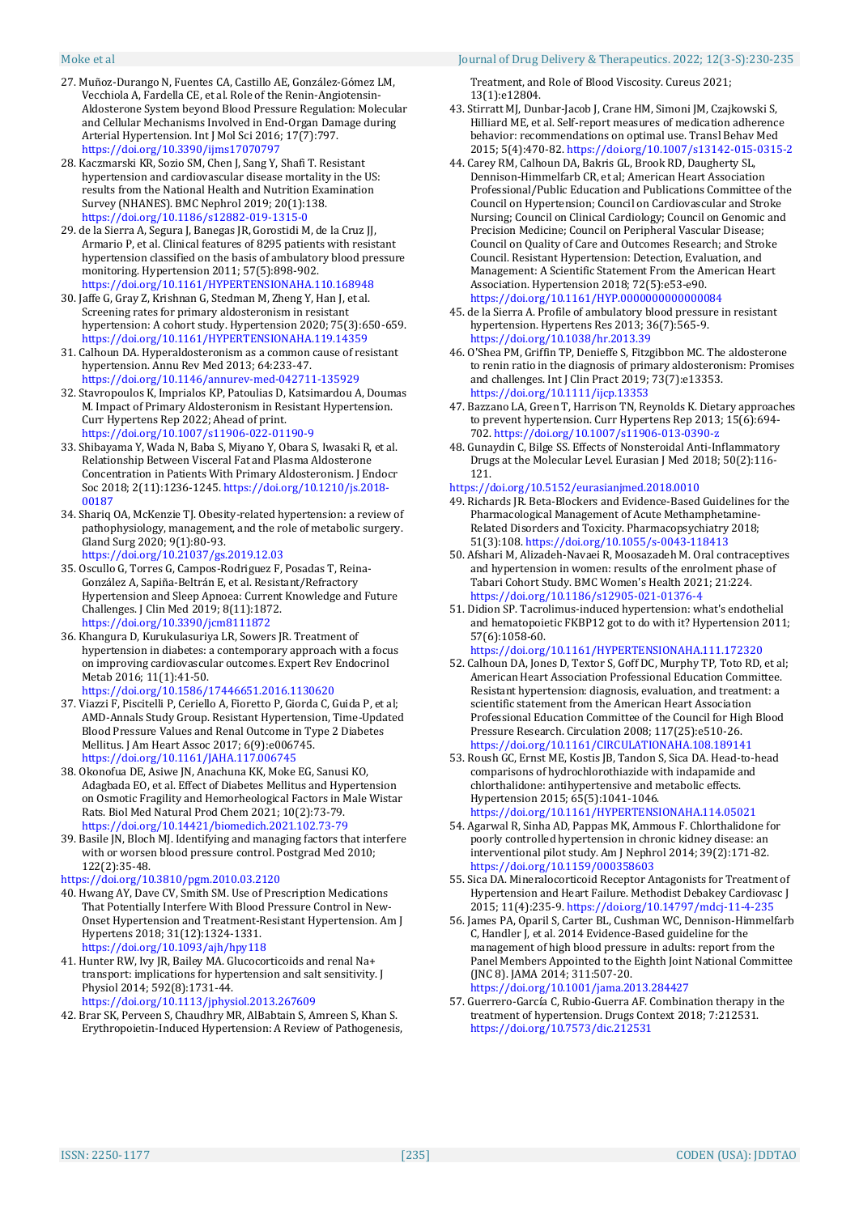27. Muñoz-Durango N, Fuentes CA, Castillo AE, González-Gómez LM, Vecchiola A, Fardella CE, et al. Role of the Renin-Angiotensin-Aldosterone System beyond Blood Pressure Regulation: Molecular and Cellular Mechanisms Involved in End-Organ Damage during Arterial Hypertension. Int J Mol Sci 2016; 17(7):797. https://doi.org/10.3390/ijms17070797
28. Kaczmarski KR, Sozio SM, Chen J, Sang Y, Shafi T. Resistant hypertension and cardiovascular disease mortality in the US: results from the National Health and Nutrition Examination Survey (NHANES). BMC Nephrol 2019; 20(1):138. https://doi.org/10.1186/s12882-019-1315-0
29. de la Sierra A, Segura J, Banegas JR, Gorostidi M, de la Cruz JJ, Armario P, et al. Clinical features of 8295 patients with resistant hypertension classified on the basis of ambulatory blood pressure monitoring. Hypertension 2011; 57(5):898-902. https://doi.org/10.1161/HYPERTENSIONAHA.110.168948
30. Jaffe G, Gray Z, Krishnan G, Stedman M, Zheng Y, Han J, et al. Screening rates for primary aldosteronism in resistant hypertension: A cohort study. Hypertension 2020; 75(3):650-659. https://doi.org/10.1161/HYPERTENSIONAHA.119.14359
31. Calhoun DA. Hyperaldosteronism as a common cause of resistant hypertension. Annu Rev Med 2013; 64:233-47. https://doi.org/10.1146/annurev-med-042711-135929
32. Stavropoulos K, Imprialos KP, Patoulias D, Katsimardou A, Doumas M. Impact of Primary Aldosteronism in Resistant Hypertension. Curr Hypertens Rep 2022; Ahead of print. https://doi.org/10.1007/s11906-022-01190-9
33. Shibayama Y, Wada N, Baba S, Miyano Y, Obara S, Iwasaki R, et al. Relationship Between Visceral Fat and Plasma Aldosterone Concentration in Patients With Primary Aldosteronism. J Endocr Soc 2018; 2(11):1236-1245. https://doi.org/10.1210/js.2018-00187
34. Shariq OA, McKenzie TJ. Obesity-related hypertension: a review of pathophysiology, management, and the role of metabolic surgery. Gland Surg 2020; 9(1):80-93. https://doi.org/10.21037/gs.2019.12.03
35. Oscullo G, Torres G, Campos-Rodriguez F, Posadas T, Reina-González A, Sapiña-Beltrán E, et al. Resistant/Refractory Hypertension and Sleep Apnoea: Current Knowledge and Future Challenges. J Clin Med 2019; 8(11):1872. https://doi.org/10.3390/jcm8111872
36. Khangura D, Kurukulasuriya LR, Sowers JR. Treatment of hypertension in diabetes: a contemporary approach with a focus on improving cardiovascular outcomes. Expert Rev Endocrinol Metab 2016; 11(1):41-50. https://doi.org/10.1586/17446651.2016.1130620
37. Viazzi F, Piscitelli P, Ceriello A, Fioretto P, Giorda C, Guida P, et al; AMD-Annals Study Group. Resistant Hypertension, Time-Updated Blood Pressure Values and Renal Outcome in Type 2 Diabetes Mellitus. J Am Heart Assoc 2017; 6(9):e006745. https://doi.org/10.1161/JAHA.117.006745
38. Okonofua DE, Asiwe JN, Anachuna KK, Moke EG, Sanusi KO, Adagbada EO, et al. Effect of Diabetes Mellitus and Hypertension on Osmotic Fragility and Hemorheological Factors in Male Wistar Rats. Biol Med Natural Prod Chem 2021; 10(2):73-79. https://doi.org/10.14421/biomedich.2021.102.73-79
39. Basile JN, Bloch MJ. Identifying and managing factors that interfere with or worsen blood pressure control. Postgrad Med 2010; 122(2):35-48. https://doi.org/10.3810/pgm.2010.03.2120
40. Hwang AY, Dave CV, Smith SM. Use of Prescription Medications That Potentially Interfere With Blood Pressure Control in New-Onset Hypertension and Treatment-Resistant Hypertension. Am J Hypertens 2018; 31(12):1324-1331. https://doi.org/10.1093/ajh/hpy118
41. Hunter RW, Ivy JR, Bailey MA. Glucocorticoids and renal Na+ transport: implications for hypertension and salt sensitivity. J Physiol 2014; 592(8):1731-44. https://doi.org/10.1113/jphysiol.2013.267609
42. Brar SK, Perveen S, Chaudhry MR, AlBabtain S, Amreen S, Khan S. Erythropoietin-Induced Hypertension: A Review of Pathogenesis, Treatment, and Role of Blood Viscosity. Cureus 2021; 13(1):e12804.
43. Stirratt MJ, Dunbar-Jacob J, Crane HM, Simoni JM, Czajkowski S, Hilliard ME, et al. Self-report measures of medication adherence behavior: recommendations on optimal use. Transl Behav Med 2015; 5(4):470-82. https://doi.org/10.1007/s13142-015-0315-2
44. Carey RM, Calhoun DA, Bakris GL, Brook RD, Daugherty SL, Dennison-Himmelfarb CR, et al; American Heart Association Professional/Public Education and Publications Committee of the Council on Hypertension; Council on Cardiovascular and Stroke Nursing; Council on Clinical Cardiology; Council on Genomic and Precision Medicine; Council on Peripheral Vascular Disease; Council on Quality of Care and Outcomes Research; and Stroke Council. Resistant Hypertension: Detection, Evaluation, and Management: A Scientific Statement From the American Heart Association. Hypertension 2018; 72(5):e53-e90. https://doi.org/10.1161/HYP.0000000000000084
45. de la Sierra A. Profile of ambulatory blood pressure in resistant hypertension. Hypertens Res 2013; 36(7):565-9. https://doi.org/10.1038/hr.2013.39
46. O'Shea PM, Griffin TP, Denieffe S, Fitzgibbon MC. The aldosterone to renin ratio in the diagnosis of primary aldosteronism: Promises and challenges. Int J Clin Pract 2019; 73(7):e13353. https://doi.org/10.1111/ijcp.13353
47. Bazzano LA, Green T, Harrison TN, Reynolds K. Dietary approaches to prevent hypertension. Curr Hypertens Rep 2013; 15(6):694-702. https://doi.org/10.1007/s11906-013-0390-z
48. Gunaydin C, Bilge SS. Effects of Nonsteroidal Anti-Inflammatory Drugs at the Molecular Level. Eurasian J Med 2018; 50(2):116-121. https://doi.org/10.5152/eurasianjmed.2018.0010
49. Richards JR. Beta-Blockers and Evidence-Based Guidelines for the Pharmacological Management of Acute Methamphetamine-Related Disorders and Toxicity. Pharmacopsychiatry 2018; 51(3):108. https://doi.org/10.1055/s-0043-118413
50. Afshari M, Alizadeh-Navaei R, Moosazadeh M. Oral contraceptives and hypertension in women: results of the enrolment phase of Tabari Cohort Study. BMC Women's Health 2021; 21:224. https://doi.org/10.1186/s12905-021-01376-4
51. Didion SP. Tacrolimus-induced hypertension: what's endothelial and hematopoietic FKBP12 got to do with it? Hypertension 2011; 57(6):1058-60. https://doi.org/10.1161/HYPERTENSIONAHA.111.172320
52. Calhoun DA, Jones D, Textor S, Goff DC, Murphy TP, Toto RD, et al; American Heart Association Professional Education Committee. Resistant hypertension: diagnosis, evaluation, and treatment: a scientific statement from the American Heart Association Professional Education Committee of the Council for High Blood Pressure Research. Circulation 2008; 117(25):e510-26. https://doi.org/10.1161/CIRCULATIONAHA.108.189141
53. Roush GC, Ernst ME, Kostis JB, Tandon S, Sica DA. Head-to-head comparisons of hydrochlorothiazide with indapamide and chlorthalidone: antihypertensive and metabolic effects. Hypertension 2015; 65(5):1041-1046. https://doi.org/10.1161/HYPERTENSIONAHA.114.05021
54. Agarwal R, Sinha AD, Pappas MK, Ammous F. Chlorthalidone for poorly controlled hypertension in chronic kidney disease: an interventional pilot study. Am J Nephrol 2014; 39(2):171-82. https://doi.org/10.1159/000358603
55. Sica DA. Mineralocorticoid Receptor Antagonists for Treatment of Hypertension and Heart Failure. Methodist Debakey Cardiovasc J 2015; 11(4):235-9. https://doi.org/10.14797/mdcj-11-4-235
56. James PA, Oparil S, Carter BL, Cushman WC, Dennison-Himmelfarb C, Handler J, et al. 2014 Evidence-Based guideline for the management of high blood pressure in adults: report from the Panel Members Appointed to the Eighth Joint National Committee (JNC 8). JAMA 2014; 311:507-20. https://doi.org/10.1001/jama.2013.284427
57. Guerrero-García C, Rubio-Guerra AF. Combination therapy in the treatment of hypertension. Drugs Context 2018; 7:212531. https://doi.org/10.7573/dic.212531